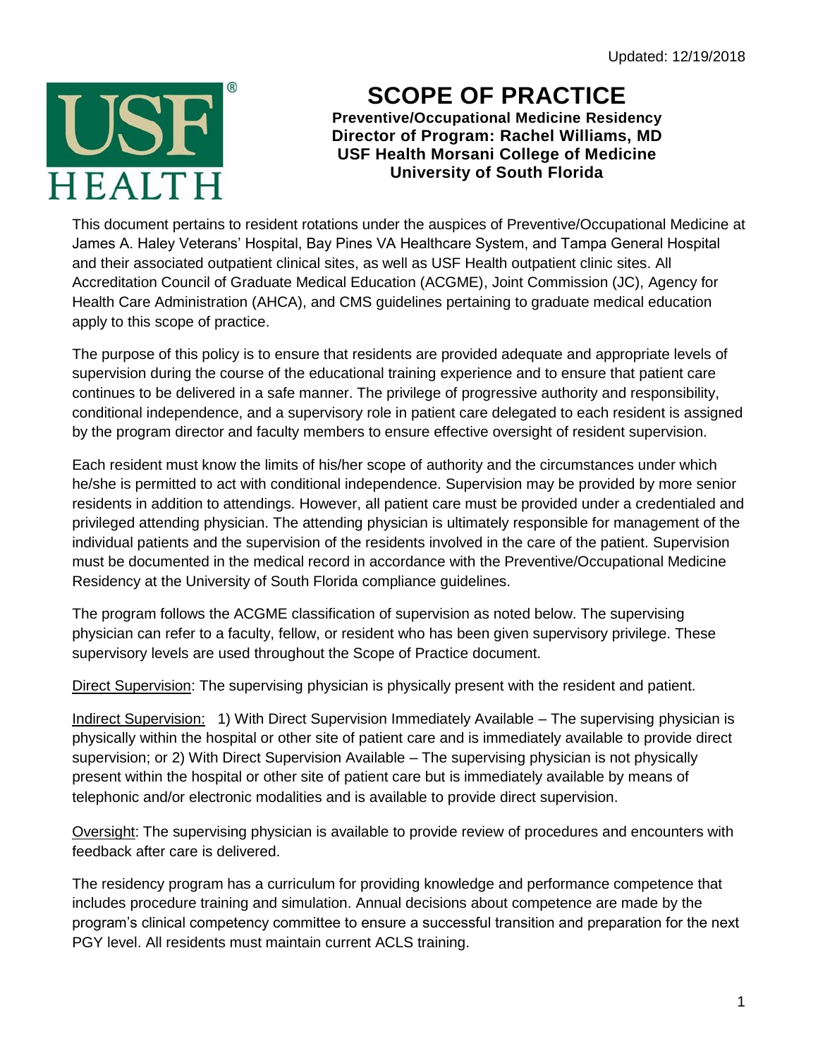Updated: 12/19/2018

# SCOPE OF PRACTICE

**Preventive/Occupational Medicine Residency**
**Director of Program: Rachel Williams, MD**
**USF Health Morsani College of Medicine**
**University of South Florida**

This document pertains to resident rotations under the auspices of Preventive/Occupational Medicine at James A. Haley Veterans' Hospital, Bay Pines VA Healthcare System, and Tampa General Hospital and their associated outpatient clinical sites, as well as USF Health outpatient clinic sites. All Accreditation Council of Graduate Medical Education (ACGME), Joint Commission (JC), Agency for Health Care Administration (AHCA), and CMS guidelines pertaining to graduate medical education apply to this scope of practice.

The purpose of this policy is to ensure that residents are provided adequate and appropriate levels of supervision during the course of the educational training experience and to ensure that patient care continues to be delivered in a safe manner. The privilege of progressive authority and responsibility, conditional independence, and a supervisory role in patient care delegated to each resident is assigned by the program director and faculty members to ensure effective oversight of resident supervision.

Each resident must know the limits of his/her scope of authority and the circumstances under which he/she is permitted to act with conditional independence. Supervision may be provided by more senior residents in addition to attendings. However, all patient care must be provided under a credentialed and privileged attending physician. The attending physician is ultimately responsible for management of the individual patients and the supervision of the residents involved in the care of the patient. Supervision must be documented in the medical record in accordance with the Preventive/Occupational Medicine Residency at the University of South Florida compliance guidelines.

The program follows the ACGME classification of supervision as noted below. The supervising physician can refer to a faculty, fellow, or resident who has been given supervisory privilege. These supervisory levels are used throughout the Scope of Practice document.

Direct Supervision: The supervising physician is physically present with the resident and patient.

Indirect Supervision: 1) With Direct Supervision Immediately Available – The supervising physician is physically within the hospital or other site of patient care and is immediately available to provide direct supervision; or 2) With Direct Supervision Available – The supervising physician is not physically present within the hospital or other site of patient care but is immediately available by means of telephonic and/or electronic modalities and is available to provide direct supervision.

Oversight: The supervising physician is available to provide review of procedures and encounters with feedback after care is delivered.

The residency program has a curriculum for providing knowledge and performance competence that includes procedure training and simulation. Annual decisions about competence are made by the program's clinical competency committee to ensure a successful transition and preparation for the next PGY level. All residents must maintain current ACLS training.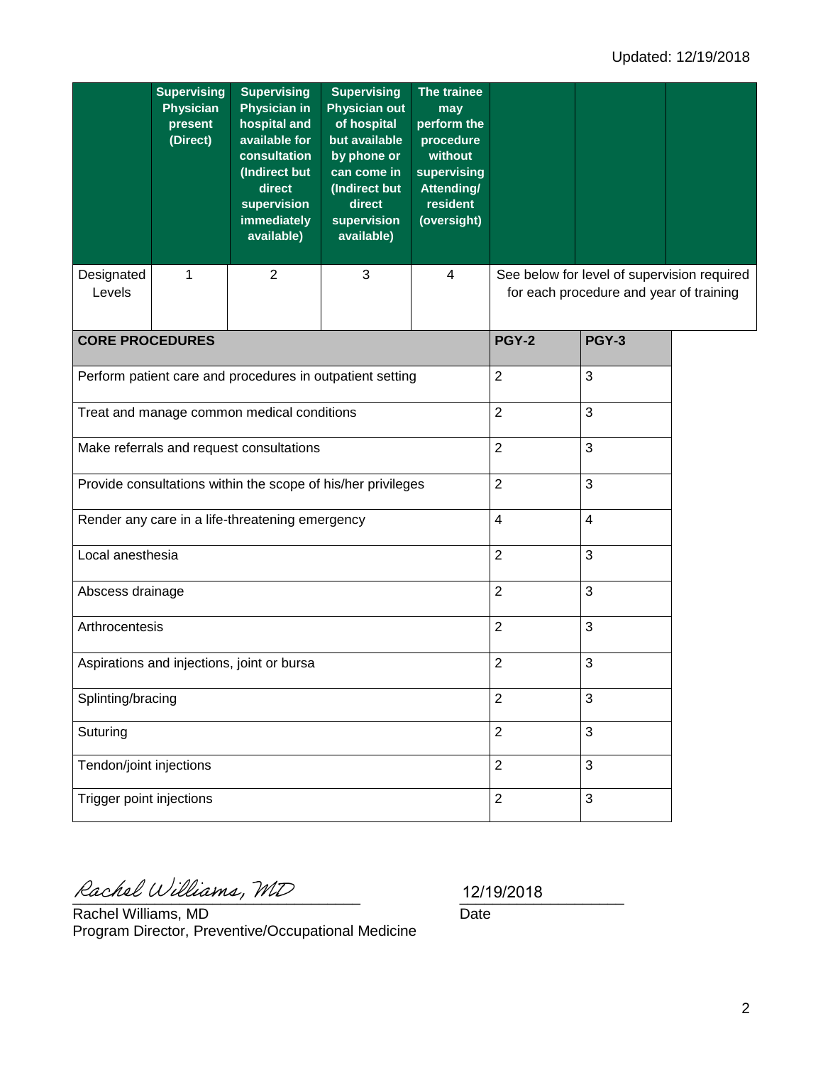Updated: 12/19/2018

| | Supervising Physician present (Direct) | Supervising Physician in hospital and available for consultation (Indirect but direct supervision immediately available) | Supervising Physician out of hospital but available by phone or can come in (Indirect but direct supervision available) | The trainee may perform the procedure without supervising Attending/ resident (oversight) | | |
|---|---|---|---|---|---|---|
| Designated Levels | 1 | 2 | 3 | 4 | See below for level of supervision required for each procedure and year of training | |

| CORE PROCEDURES | PGY-2 | PGY-3 |
|---|---|---|
| Perform patient care and procedures in outpatient setting | 2 | 3 |
| Treat and manage common medical conditions | 2 | 3 |
| Make referrals and request consultations | 2 | 3 |
| Provide consultations within the scope of his/her privileges | 2 | 3 |
| Render any care in a life-threatening emergency | 4 | 4 |
| Local anesthesia | 2 | 3 |
| Abscess drainage | 2 | 3 |
| Arthrocentesis | 2 | 3 |
| Aspirations and injections, joint or bursa | 2 | 3 |
| Splinting/bracing | 2 | 3 |
| Suturing | 2 | 3 |
| Tendon/joint injections | 2 | 3 |
| Trigger point injections | 2 | 3 |

*Rachel Williams, MD*

Rachel Williams, MD
Program Director, Preventive/Occupational Medicine

12/19/2018
Date